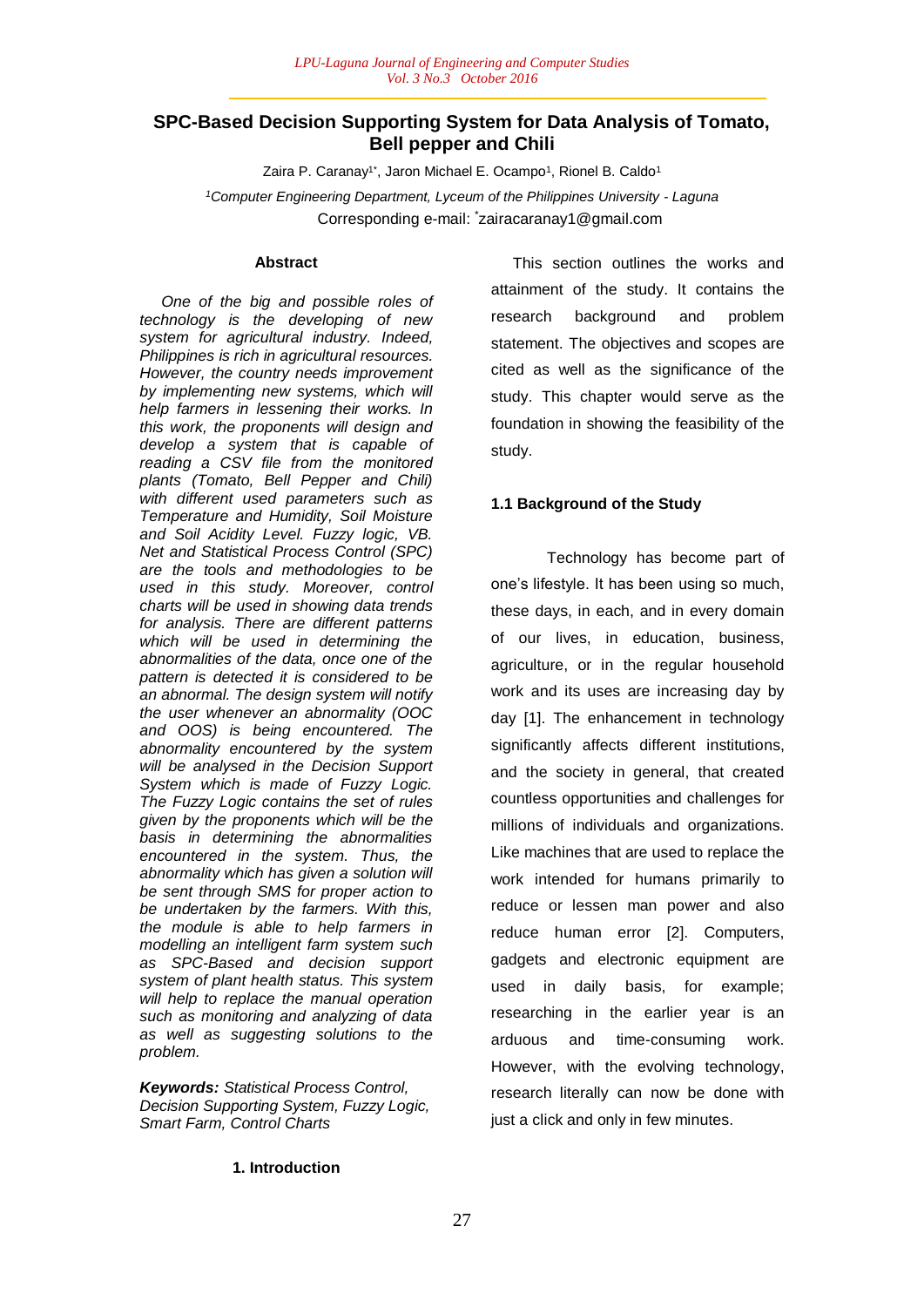# SPC-Based Decision Supporting System for Data Analysis of Tomato, Bell pepper and Chili

Zaira P. Caranay[1*], Jaron Michael E. Ocampo[1], Rionel B. Caldo[1]

[1]*Computer Engineering Department, Lyceum of the Philippines University - Laguna*

Corresponding e-mail: *zairacaranay1@gmail.com

### Abstract

*One of the big and possible roles of technology is the developing of new system for agricultural industry. Indeed, Philippines is rich in agricultural resources. However, the country needs improvement by implementing new systems, which will help farmers in lessening their works. In this work, the proponents will design and develop a system that is capable of reading a CSV file from the monitored plants (Tomato, Bell Pepper and Chili) with different used parameters such as Temperature and Humidity, Soil Moisture and Soil Acidity Level. Fuzzy logic, VB. Net and Statistical Process Control (SPC) are the tools and methodologies to be used in this study. Moreover, control charts will be used in showing data trends for analysis. There are different patterns which will be used in determining the abnormalities of the data, once one of the pattern is detected it is considered to be an abnormal. The design system will notify the user whenever an abnormality (OOC and OOS) is being encountered. The abnormality encountered by the system will be analysed in the Decision Support System which is made of Fuzzy Logic. The Fuzzy Logic contains the set of rules given by the proponents which will be the basis in determining the abnormalities encountered in the system. Thus, the abnormality which has given a solution will be sent through SMS for proper action to be undertaken by the farmers. With this, the module is able to help farmers in modelling an intelligent farm system such as SPC-Based and decision support system of plant health status. This system will help to replace the manual operation such as monitoring and analyzing of data as well as suggesting solutions to the problem.*

***Keywords:*** *Statistical Process Control, Decision Supporting System, Fuzzy Logic, Smart Farm, Control Charts*

## 1. Introduction

This section outlines the works and attainment of the study. It contains the research background and problem statement. The objectives and scopes are cited as well as the significance of the study. This chapter would serve as the foundation in showing the feasibility of the study.

### 1.1 Background of the Study

Technology has become part of one's lifestyle. It has been using so much, these days, in each, and in every domain of our lives, in education, business, agriculture, or in the regular household work and its uses are increasing day by day [1]. The enhancement in technology significantly affects different institutions, and the society in general, that created countless opportunities and challenges for millions of individuals and organizations. Like machines that are used to replace the work intended for humans primarily to reduce or lessen man power and also reduce human error [2]. Computers, gadgets and electronic equipment are used in daily basis, for example; researching in the earlier year is an arduous and time-consuming work. However, with the evolving technology, research literally can now be done with just a click and only in few minutes.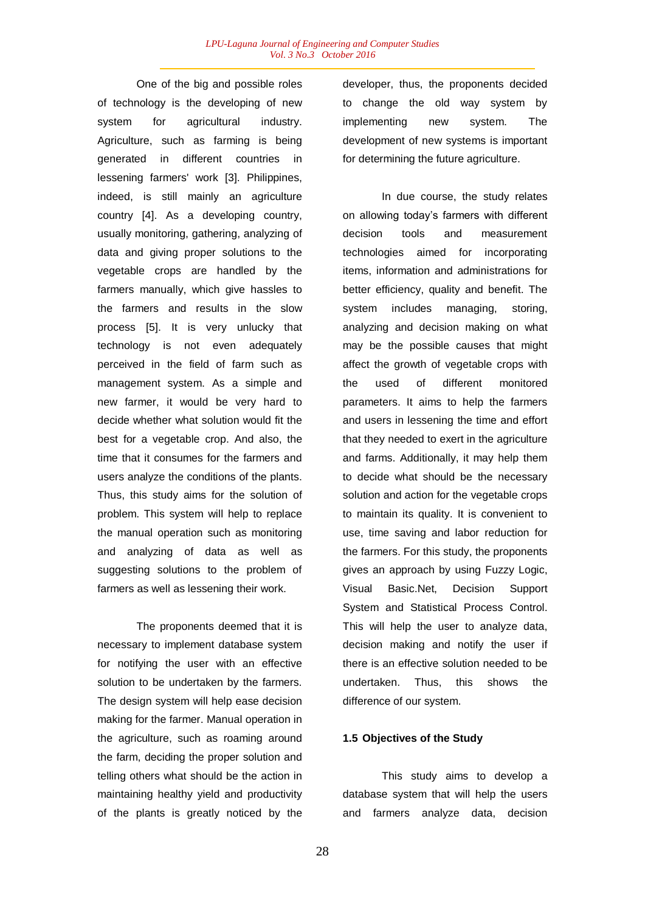One of the big and possible roles of technology is the developing of new system for agricultural industry. Agriculture, such as farming is being generated in different countries in lessening farmers' work [3]. Philippines, indeed, is still mainly an agriculture country [4]. As a developing country, usually monitoring, gathering, analyzing of data and giving proper solutions to the vegetable crops are handled by the farmers manually, which give hassles to the farmers and results in the slow process [5]. It is very unlucky that technology is not even adequately perceived in the field of farm such as management system. As a simple and new farmer, it would be very hard to decide whether what solution would fit the best for a vegetable crop. And also, the time that it consumes for the farmers and users analyze the conditions of the plants. Thus, this study aims for the solution of problem. This system will help to replace the manual operation such as monitoring and analyzing of data as well as suggesting solutions to the problem of farmers as well as lessening their work.

The proponents deemed that it is necessary to implement database system for notifying the user with an effective solution to be undertaken by the farmers. The design system will help ease decision making for the farmer. Manual operation in the agriculture, such as roaming around the farm, deciding the proper solution and telling others what should be the action in maintaining healthy yield and productivity of the plants is greatly noticed by the developer, thus, the proponents decided to change the old way system by implementing new system. The development of new systems is important for determining the future agriculture.

In due course, the study relates on allowing today's farmers with different decision tools and measurement technologies aimed for incorporating items, information and administrations for better efficiency, quality and benefit. The system includes managing, storing, analyzing and decision making on what may be the possible causes that might affect the growth of vegetable crops with the used of different monitored parameters. It aims to help the farmers and users in lessening the time and effort that they needed to exert in the agriculture and farms. Additionally, it may help them to decide what should be the necessary solution and action for the vegetable crops to maintain its quality. It is convenient to use, time saving and labor reduction for the farmers. For this study, the proponents gives an approach by using Fuzzy Logic, Visual Basic.Net, Decision Support System and Statistical Process Control. This will help the user to analyze data, decision making and notify the user if there is an effective solution needed to be undertaken. Thus, this shows the difference of our system.

### 1.5 Objectives of the Study

This study aims to develop a database system that will help the users and farmers analyze data, decision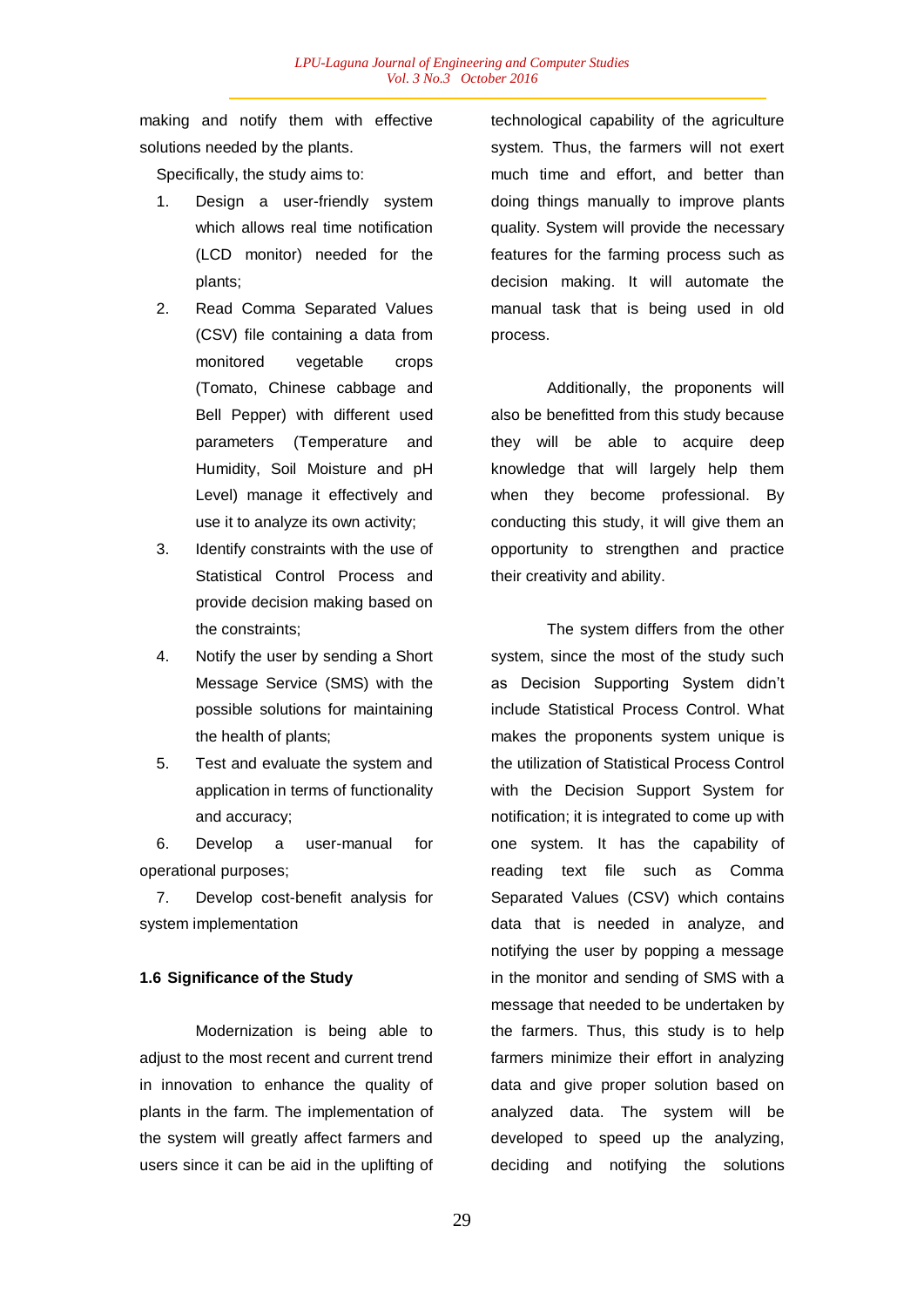making and notify them with effective solutions needed by the plants.

Specifically, the study aims to:

1. Design a user-friendly system which allows real time notification (LCD monitor) needed for the plants;
2. Read Comma Separated Values (CSV) file containing a data from monitored vegetable crops (Tomato, Chinese cabbage and Bell Pepper) with different used parameters (Temperature and Humidity, Soil Moisture and pH Level) manage it effectively and use it to analyze its own activity;
3. Identify constraints with the use of Statistical Control Process and provide decision making based on the constraints;
4. Notify the user by sending a Short Message Service (SMS) with the possible solutions for maintaining the health of plants;
5. Test and evaluate the system and application in terms of functionality and accuracy;
6. Develop a user-manual for operational purposes;
7. Develop cost-benefit analysis for system implementation

**1.6 Significance of the Study**

Modernization is being able to adjust to the most recent and current trend in innovation to enhance the quality of plants in the farm. The implementation of the system will greatly affect farmers and users since it can be aid in the uplifting of technological capability of the agriculture system. Thus, the farmers will not exert much time and effort, and better than doing things manually to improve plants quality. System will provide the necessary features for the farming process such as decision making. It will automate the manual task that is being used in old process.

Additionally, the proponents will also be benefitted from this study because they will be able to acquire deep knowledge that will largely help them when they become professional. By conducting this study, it will give them an opportunity to strengthen and practice their creativity and ability.

The system differs from the other system, since the most of the study such as Decision Supporting System didn't include Statistical Process Control. What makes the proponents system unique is the utilization of Statistical Process Control with the Decision Support System for notification; it is integrated to come up with one system. It has the capability of reading text file such as Comma Separated Values (CSV) which contains data that is needed in analyze, and notifying the user by popping a message in the monitor and sending of SMS with a message that needed to be undertaken by the farmers. Thus, this study is to help farmers minimize their effort in analyzing data and give proper solution based on analyzed data. The system will be developed to speed up the analyzing, deciding and notifying the solutions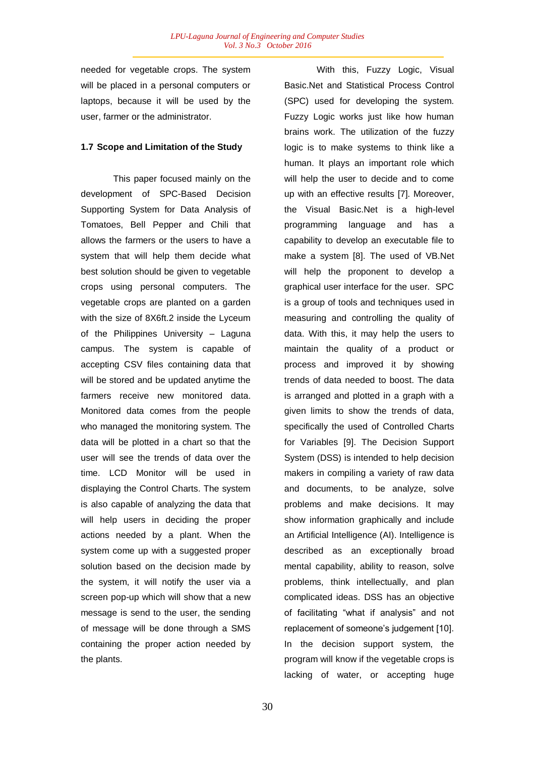needed for vegetable crops. The system will be placed in a personal computers or laptops, because it will be used by the user, farmer or the administrator.

### 1.7 Scope and Limitation of the Study

This paper focused mainly on the development of SPC-Based Decision Supporting System for Data Analysis of Tomatoes, Bell Pepper and Chili that allows the farmers or the users to have a system that will help them decide what best solution should be given to vegetable crops using personal computers. The vegetable crops are planted on a garden with the size of 8X6ft.2 inside the Lyceum of the Philippines University – Laguna campus. The system is capable of accepting CSV files containing data that will be stored and be updated anytime the farmers receive new monitored data. Monitored data comes from the people who managed the monitoring system. The data will be plotted in a chart so that the user will see the trends of data over the time. LCD Monitor will be used in displaying the Control Charts. The system is also capable of analyzing the data that will help users in deciding the proper actions needed by a plant. When the system come up with a suggested proper solution based on the decision made by the system, it will notify the user via a screen pop-up which will show that a new message is send to the user, the sending of message will be done through a SMS containing the proper action needed by the plants.

With this, Fuzzy Logic, Visual Basic.Net and Statistical Process Control (SPC) used for developing the system. Fuzzy Logic works just like how human brains work. The utilization of the fuzzy logic is to make systems to think like a human. It plays an important role which will help the user to decide and to come up with an effective results [7]. Moreover, the Visual Basic.Net is a high-level programming language and has a capability to develop an executable file to make a system [8]. The used of VB.Net will help the proponent to develop a graphical user interface for the user. SPC is a group of tools and techniques used in measuring and controlling the quality of data. With this, it may help the users to maintain the quality of a product or process and improved it by showing trends of data needed to boost. The data is arranged and plotted in a graph with a given limits to show the trends of data, specifically the used of Controlled Charts for Variables [9]. The Decision Support System (DSS) is intended to help decision makers in compiling a variety of raw data and documents, to be analyze, solve problems and make decisions. It may show information graphically and include an Artificial Intelligence (AI). Intelligence is described as an exceptionally broad mental capability, ability to reason, solve problems, think intellectually, and plan complicated ideas. DSS has an objective of facilitating “what if analysis” and not replacement of someone’s judgement [10]. In the decision support system, the program will know if the vegetable crops is lacking of water, or accepting huge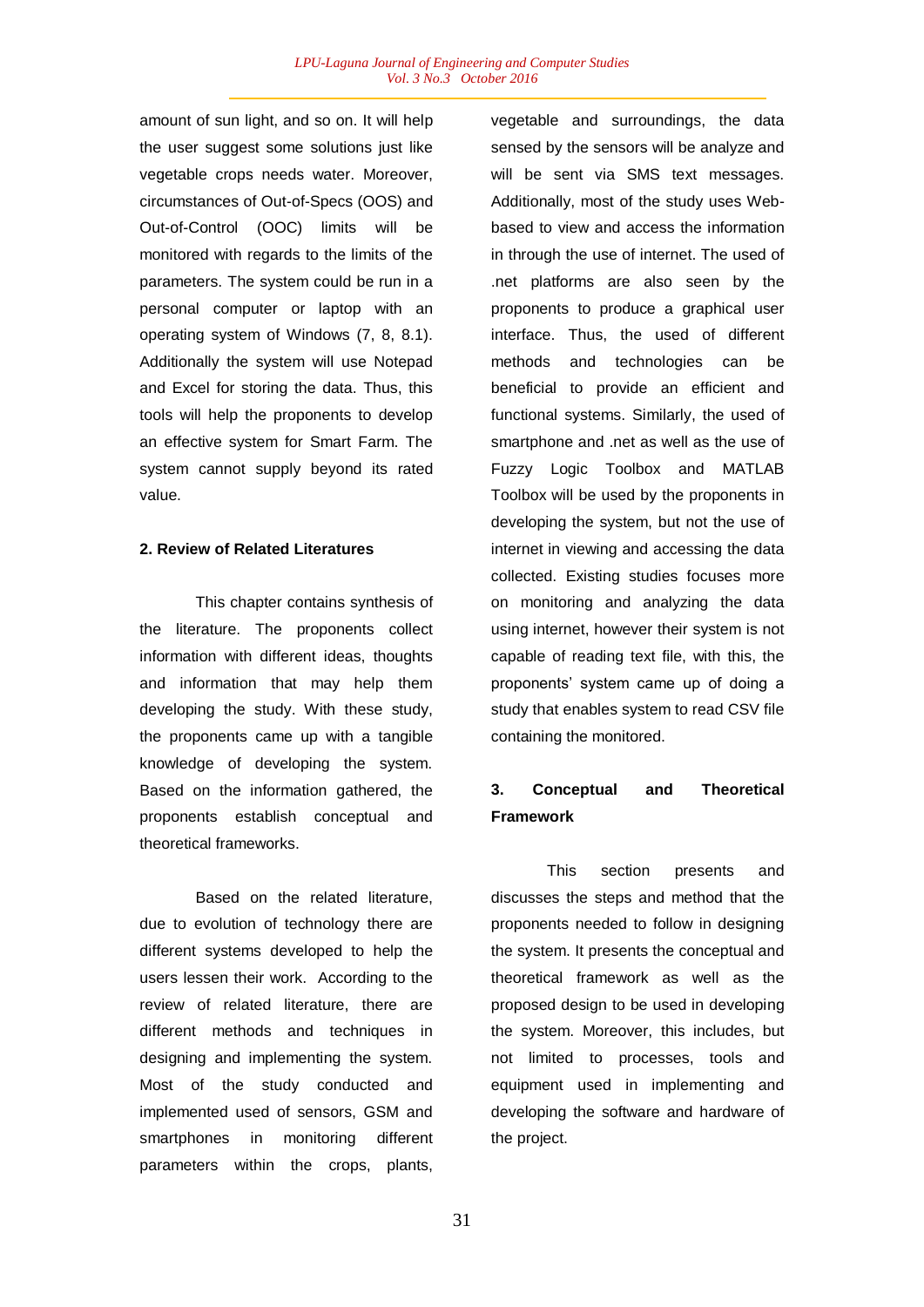amount of sun light, and so on. It will help the user suggest some solutions just like vegetable crops needs water. Moreover, circumstances of Out-of-Specs (OOS) and Out-of-Control (OOC) limits will be monitored with regards to the limits of the parameters. The system could be run in a personal computer or laptop with an operating system of Windows (7, 8, 8.1). Additionally the system will use Notepad and Excel for storing the data. Thus, this tools will help the proponents to develop an effective system for Smart Farm. The system cannot supply beyond its rated value.

## 2. Review of Related Literatures

This chapter contains synthesis of the literature. The proponents collect information with different ideas, thoughts and information that may help them developing the study. With these study, the proponents came up with a tangible knowledge of developing the system. Based on the information gathered, the proponents establish conceptual and theoretical frameworks.

Based on the related literature, due to evolution of technology there are different systems developed to help the users lessen their work. According to the review of related literature, there are different methods and techniques in designing and implementing the system. Most of the study conducted and implemented used of sensors, GSM and smartphones in monitoring different parameters within the crops, plants, vegetable and surroundings, the data sensed by the sensors will be analyze and will be sent via SMS text messages. Additionally, most of the study uses Web-based to view and access the information in through the use of internet. The used of .net platforms are also seen by the proponents to produce a graphical user interface. Thus, the used of different methods and technologies can be beneficial to provide an efficient and functional systems. Similarly, the used of smartphone and .net as well as the use of Fuzzy Logic Toolbox and MATLAB Toolbox will be used by the proponents in developing the system, but not the use of internet in viewing and accessing the data collected. Existing studies focuses more on monitoring and analyzing the data using internet, however their system is not capable of reading text file, with this, the proponents' system came up of doing a study that enables system to read CSV file containing the monitored.

## 3. Conceptual and Theoretical Framework

This section presents and discusses the steps and method that the proponents needed to follow in designing the system. It presents the conceptual and theoretical framework as well as the proposed design to be used in developing the system. Moreover, this includes, but not limited to processes, tools and equipment used in implementing and developing the software and hardware of the project.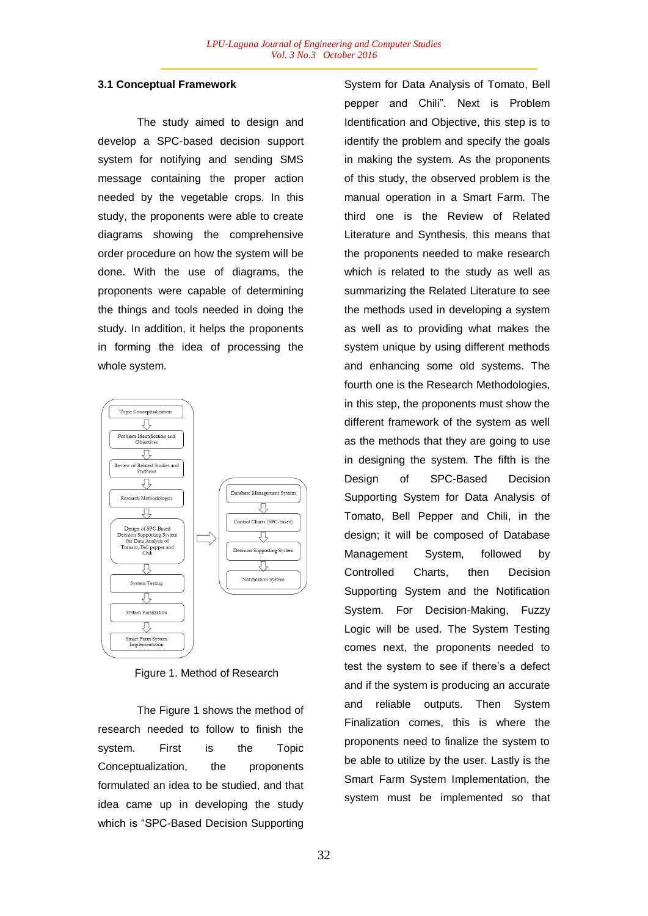### 3.1 Conceptual Framework

The study aimed to design and develop a SPC-based decision support system for notifying and sending SMS message containing the proper action needed by the vegetable crops. In this study, the proponents were able to create diagrams showing the comprehensive order procedure on how the system will be done. With the use of diagrams, the proponents were capable of determining the things and tools needed in doing the study. In addition, it helps the proponents in forming the idea of processing the whole system.

Figure 1. Method of Research

The Figure 1 shows the method of research needed to follow to finish the system. First is the Topic Conceptualization, the proponents formulated an idea to be studied, and that idea came up in developing the study which is "SPC-Based Decision Supporting System for Data Analysis of Tomato, Bell pepper and Chili". Next is Problem Identification and Objective, this step is to identify the problem and specify the goals in making the system. As the proponents of this study, the observed problem is the manual operation in a Smart Farm. The third one is the Review of Related Literature and Synthesis, this means that the proponents needed to make research which is related to the study as well as summarizing the Related Literature to see the methods used in developing a system as well as to providing what makes the system unique by using different methods and enhancing some old systems. The fourth one is the Research Methodologies, in this step, the proponents must show the different framework of the system as well as the methods that they are going to use in designing the system. The fifth is the Design of SPC-Based Decision Supporting System for Data Analysis of Tomato, Bell Pepper and Chili, in the design; it will be composed of Database Management System, followed by Controlled Charts, then Decision Supporting System and the Notification System. For Decision-Making, Fuzzy Logic will be used. The System Testing comes next, the proponents needed to test the system to see if there's a defect and if the system is producing an accurate and reliable outputs. Then System Finalization comes, this is where the proponents need to finalize the system to be able to utilize by the user. Lastly is the Smart Farm System Implementation, the system must be implemented so that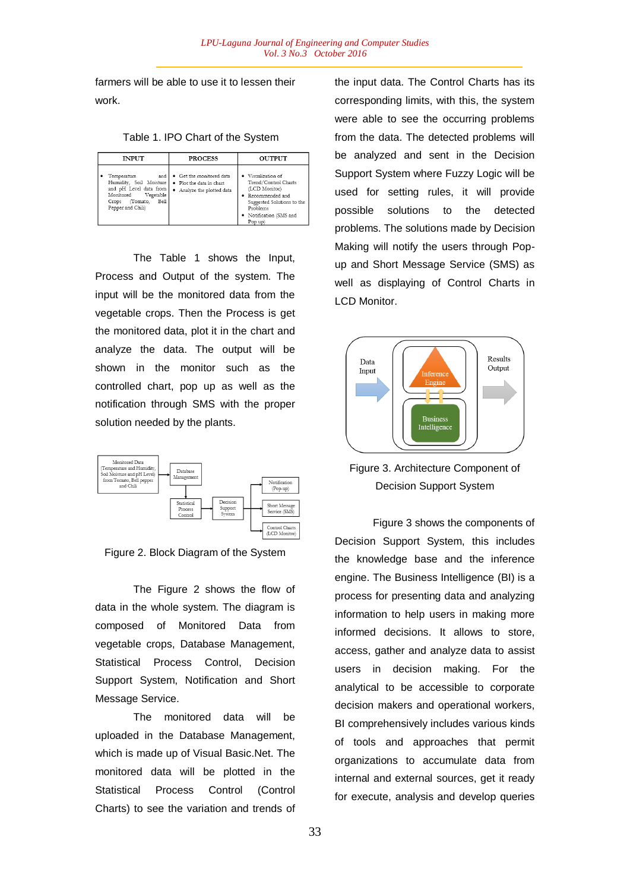farmers will be able to use it to lessen their work.

Table 1. IPO Chart of the System

| INPUT | PROCESS | OUTPUT |
| --- | --- | --- |
| • Temperature and Humidity, Soil Moisture and pH Level data from Monitored Vegetable Crops (Tomato, Bell Pepper and Chili) | • Get the monitored data<br>• Plot the data in chart<br>• Analyze the plotted data | • Visualization of Trend/Control Charts (LCD Monitor)<br>• Recommended and Suggested Solutions to the Problems<br>• Notification (SMS and Pop up) |

The Table 1 shows the Input, Process and Output of the system. The input will be the monitored data from the vegetable crops. Then the Process is get the monitored data, plot it in the chart and analyze the data. The output will be shown in the monitor such as the controlled chart, pop up as well as the notification through SMS with the proper solution needed by the plants.

Figure 2. Block Diagram of the System

The Figure 2 shows the flow of data in the whole system. The diagram is composed of Monitored Data from vegetable crops, Database Management, Statistical Process Control, Decision Support System, Notification and Short Message Service.

The monitored data will be uploaded in the Database Management, which is made up of Visual Basic.Net. The monitored data will be plotted in the Statistical Process Control (Control Charts) to see the variation and trends of the input data. The Control Charts has its corresponding limits, with this, the system were able to see the occurring problems from the data. The detected problems will be analyzed and sent in the Decision Support System where Fuzzy Logic will be used for setting rules, it will provide possible solutions to the detected problems. The solutions made by Decision Making will notify the users through Pop-up and Short Message Service (SMS) as well as displaying of Control Charts in LCD Monitor.

Figure 3. Architecture Component of Decision Support System

Figure 3 shows the components of Decision Support System, this includes the knowledge base and the inference engine. The Business Intelligence (BI) is a process for presenting data and analyzing information to help users in making more informed decisions. It allows to store, access, gather and analyze data to assist users in decision making. For the analytical to be accessible to corporate decision makers and operational workers, BI comprehensively includes various kinds of tools and approaches that permit organizations to accumulate data from internal and external sources, get it ready for execute, analysis and develop queries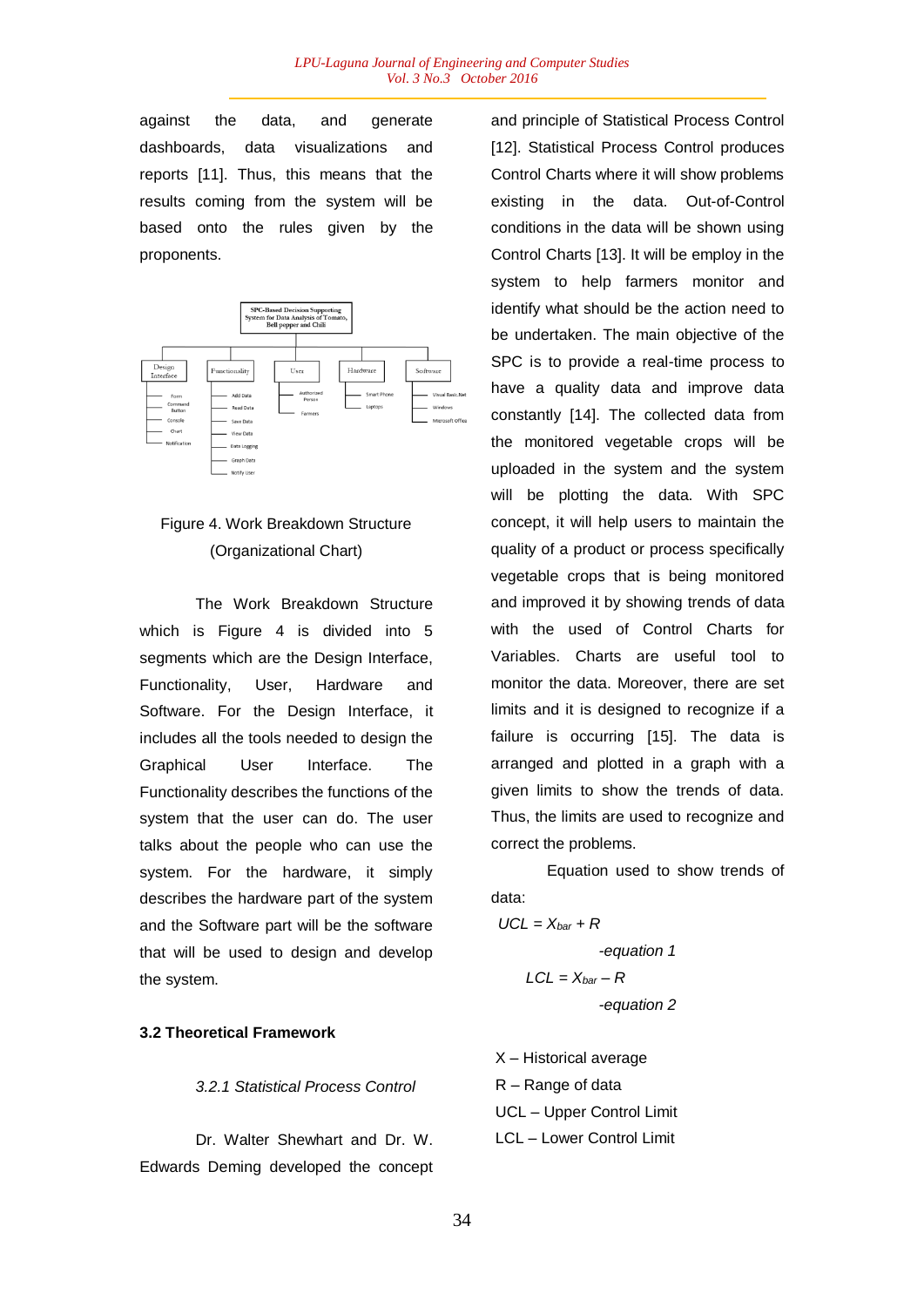against the data, and generate dashboards, data visualizations and reports [11]. Thus, this means that the results coming from the system will be based onto the rules given by the proponents.

Figure 4. Work Breakdown Structure (Organizational Chart)

The Work Breakdown Structure which is Figure 4 is divided into 5 segments which are the Design Interface, Functionality, User, Hardware and Software. For the Design Interface, it includes all the tools needed to design the Graphical User Interface. The Functionality describes the functions of the system that the user can do. The user talks about the people who can use the system. For the hardware, it simply describes the hardware part of the system and the Software part will be the software that will be used to design and develop the system.

### 3.2 Theoretical Framework

#### *3.2.1 Statistical Process Control*

Dr. Walter Shewhart and Dr. W. Edwards Deming developed the concept and principle of Statistical Process Control [12]. Statistical Process Control produces Control Charts where it will show problems existing in the data. Out-of-Control conditions in the data will be shown using Control Charts [13]. It will be employ in the system to help farmers monitor and identify what should be the action need to be undertaken. The main objective of the SPC is to provide a real-time process to have a quality data and improve data constantly [14]. The collected data from the monitored vegetable crops will be uploaded in the system and the system will be plotting the data. With SPC concept, it will help users to maintain the quality of a product or process specifically vegetable crops that is being monitored and improved it by showing trends of data with the used of Control Charts for Variables. Charts are useful tool to monitor the data. Moreover, there are set limits and it is designed to recognize if a failure is occurring [15]. The data is arranged and plotted in a graph with a given limits to show the trends of data. Thus, the limits are used to recognize and correct the problems.

Equation used to show trends of data:

$$UCL = X_{bar} + R \qquad \text{-equation 1}$$

$$LCL = X_{bar} - R \qquad \text{-equation 2}$$

X – Historical average
R – Range of data
UCL – Upper Control Limit
LCL – Lower Control Limit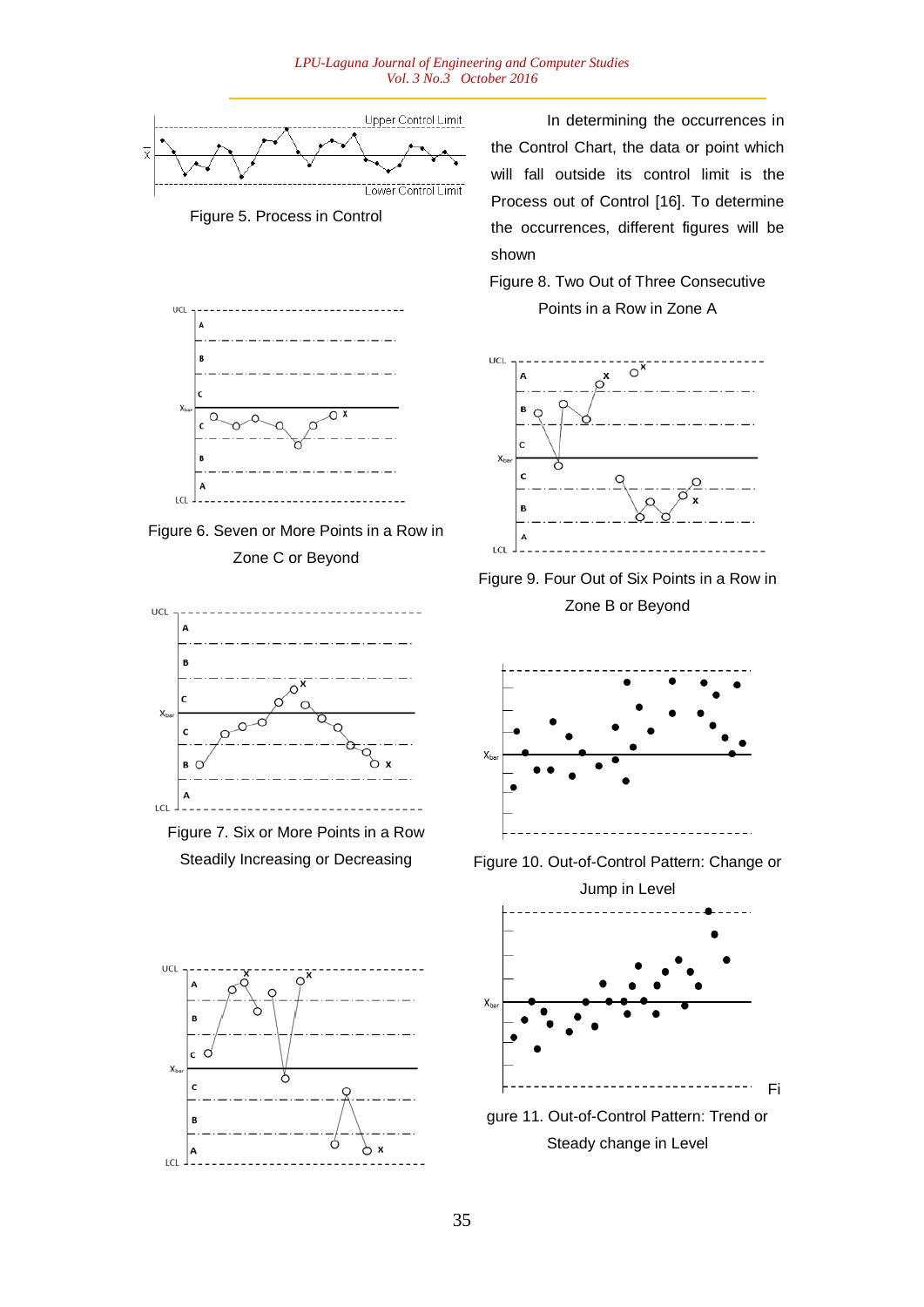Figure 5. Process in Control

Figure 6. Seven or More Points in a Row in Zone C or Beyond

Figure 7. Six or More Points in a Row Steadily Increasing or Decreasing

In determining the occurrences in the Control Chart, the data or point which will fall outside its control limit is the Process out of Control [16]. To determine the occurrences, different figures will be shown

Figure 8. Two Out of Three Consecutive Points in a Row in Zone A

Figure 9. Four Out of Six Points in a Row in Zone B or Beyond

Figure 10. Out-of-Control Pattern: Change or Jump in Level

Figure 11. Out-of-Control Pattern: Trend or Steady change in Level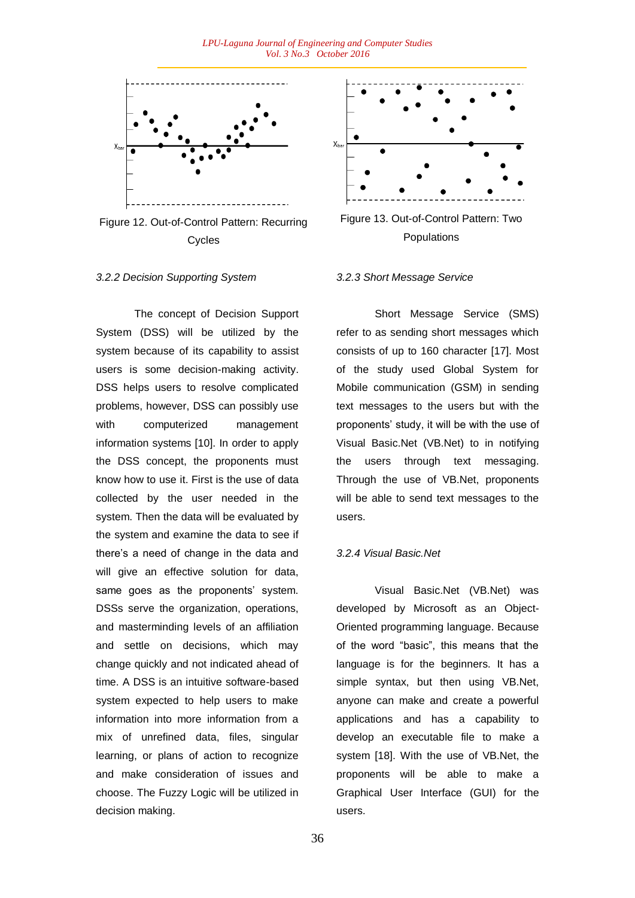Figure 12. Out-of-Control Pattern: Recurring Cycles

Figure 13. Out-of-Control Pattern: Two Populations

*3.2.2 Decision Supporting System*

The concept of Decision Support System (DSS) will be utilized by the system because of its capability to assist users is some decision-making activity. DSS helps users to resolve complicated problems, however, DSS can possibly use with computerized management information systems [10]. In order to apply the DSS concept, the proponents must know how to use it. First is the use of data collected by the user needed in the system. Then the data will be evaluated by the system and examine the data to see if there's a need of change in the data and will give an effective solution for data, same goes as the proponents' system. DSSs serve the organization, operations, and masterminding levels of an affiliation and settle on decisions, which may change quickly and not indicated ahead of time. A DSS is an intuitive software-based system expected to help users to make information into more information from a mix of unrefined data, files, singular learning, or plans of action to recognize and make consideration of issues and choose. The Fuzzy Logic will be utilized in decision making.

*3.2.3 Short Message Service*

Short Message Service (SMS) refer to as sending short messages which consists of up to 160 character [17]. Most of the study used Global System for Mobile communication (GSM) in sending text messages to the users but with the proponents' study, it will be with the use of Visual Basic.Net (VB.Net) to in notifying the users through text messaging. Through the use of VB.Net, proponents will be able to send text messages to the users.

*3.2.4 Visual Basic.Net*

Visual Basic.Net (VB.Net) was developed by Microsoft as an Object-Oriented programming language. Because of the word "basic", this means that the language is for the beginners. It has a simple syntax, but then using VB.Net, anyone can make and create a powerful applications and has a capability to develop an executable file to make a system [18]. With the use of VB.Net, the proponents will be able to make a Graphical User Interface (GUI) for the users.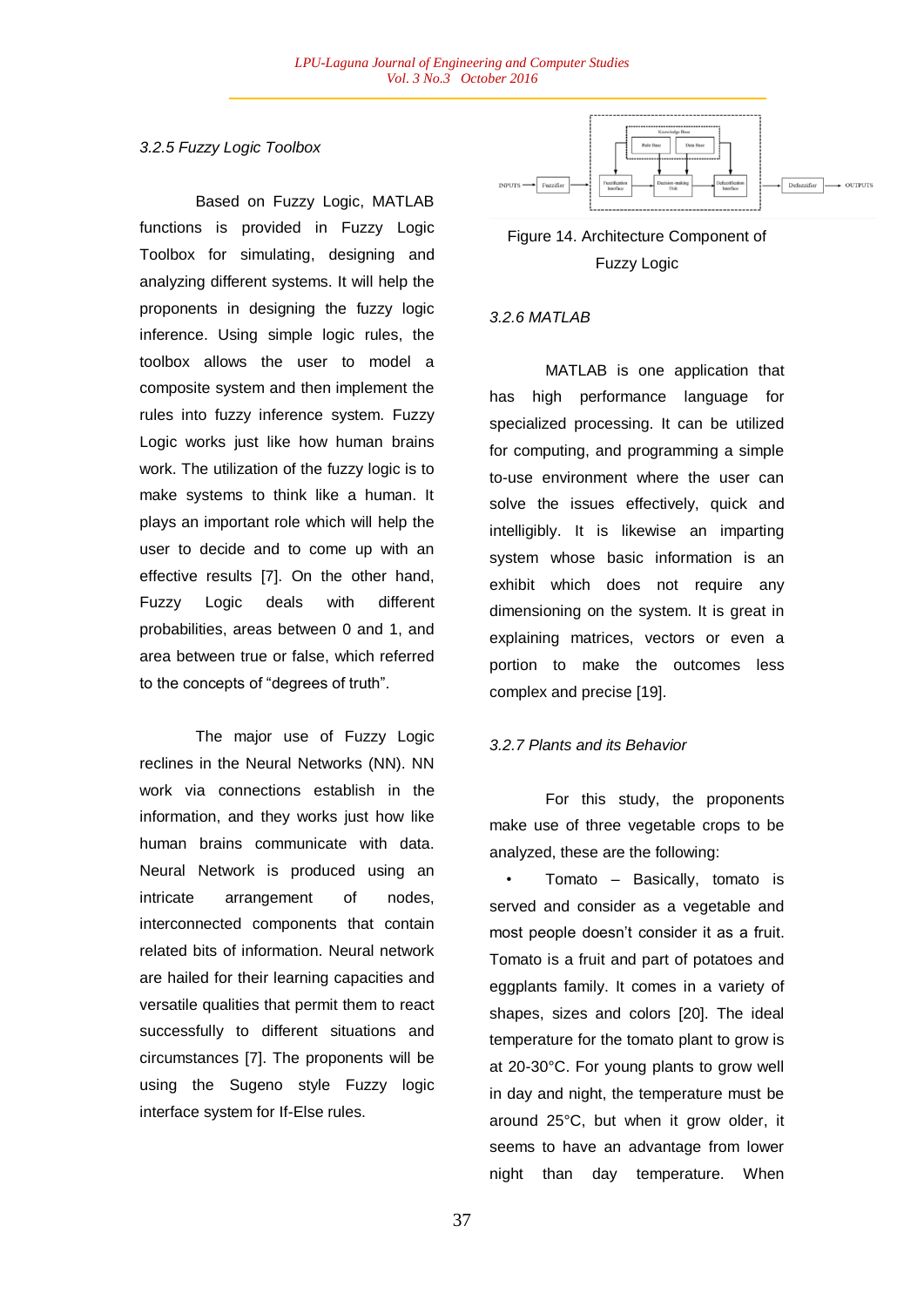*3.2.5 Fuzzy Logic Toolbox*

Based on Fuzzy Logic, MATLAB functions is provided in Fuzzy Logic Toolbox for simulating, designing and analyzing different systems. It will help the proponents in designing the fuzzy logic inference. Using simple logic rules, the toolbox allows the user to model a composite system and then implement the rules into fuzzy inference system. Fuzzy Logic works just like how human brains work. The utilization of the fuzzy logic is to make systems to think like a human. It plays an important role which will help the user to decide and to come up with an effective results [7]. On the other hand, Fuzzy Logic deals with different probabilities, areas between 0 and 1, and area between true or false, which referred to the concepts of "degrees of truth".

The major use of Fuzzy Logic reclines in the Neural Networks (NN). NN work via connections establish in the information, and they works just how like human brains communicate with data. Neural Network is produced using an intricate arrangement of nodes, interconnected components that contain related bits of information. Neural network are hailed for their learning capacities and versatile qualities that permit them to react successfully to different situations and circumstances [7]. The proponents will be using the Sugeno style Fuzzy logic interface system for If-Else rules.

Figure 14. Architecture Component of Fuzzy Logic

*3.2.6 MATLAB*

MATLAB is one application that has high performance language for specialized processing. It can be utilized for computing, and programming a simple to-use environment where the user can solve the issues effectively, quick and intelligibly. It is likewise an imparting system whose basic information is an exhibit which does not require any dimensioning on the system. It is great in explaining matrices, vectors or even a portion to make the outcomes less complex and precise [19].

*3.2.7 Plants and its Behavior*

For this study, the proponents make use of three vegetable crops to be analyzed, these are the following:

- Tomato – Basically, tomato is served and consider as a vegetable and most people doesn't consider it as a fruit. Tomato is a fruit and part of potatoes and eggplants family. It comes in a variety of shapes, sizes and colors [20]. The ideal temperature for the tomato plant to grow is at 20-30°C. For young plants to grow well in day and night, the temperature must be around 25°C, but when it grow older, it seems to have an advantage from lower night than day temperature. When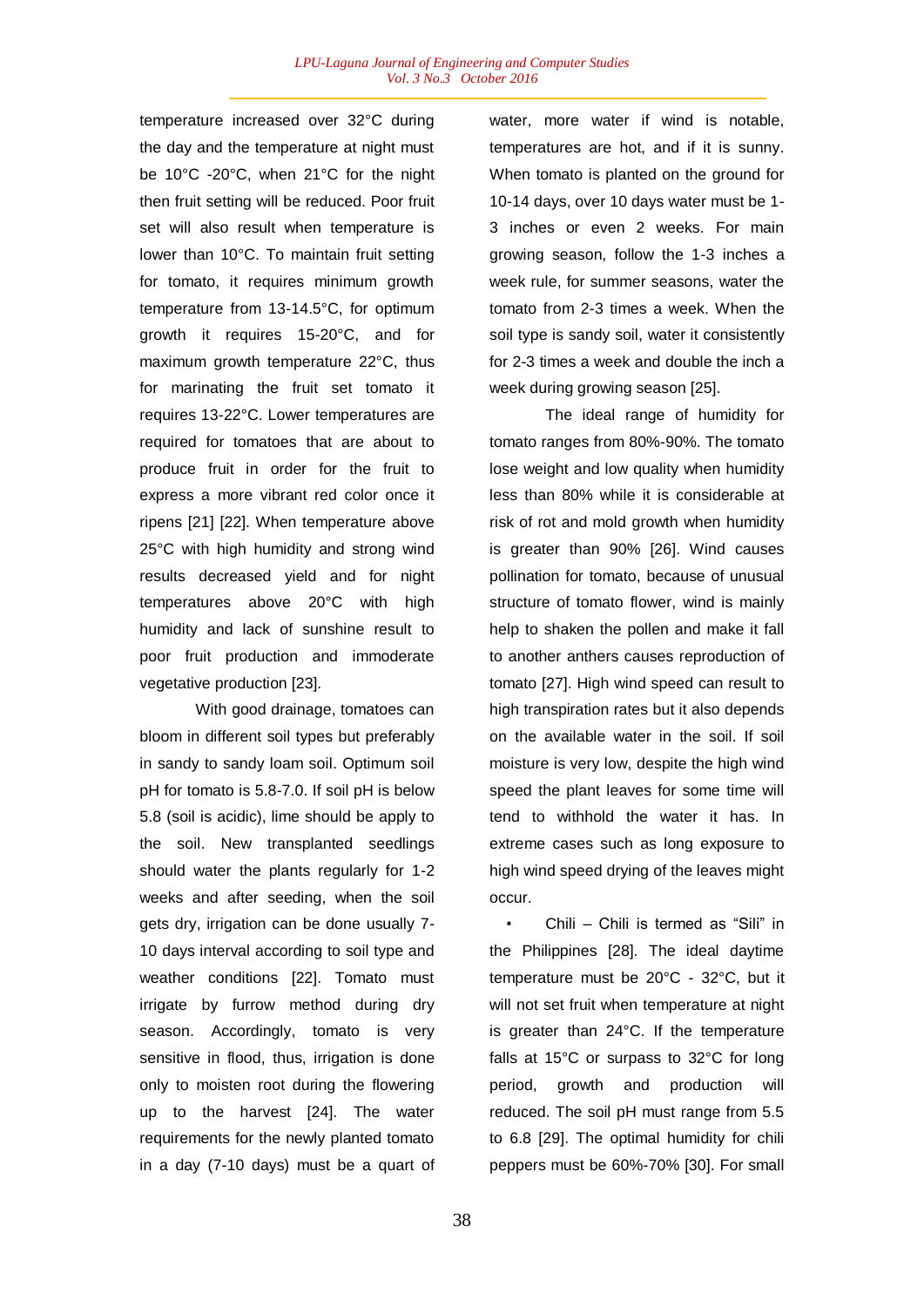temperature increased over 32°C during the day and the temperature at night must be 10°C -20°C, when 21°C for the night then fruit setting will be reduced. Poor fruit set will also result when temperature is lower than 10°C. To maintain fruit setting for tomato, it requires minimum growth temperature from 13-14.5°C, for optimum growth it requires 15-20°C, and for maximum growth temperature 22°C, thus for marinating the fruit set tomato it requires 13-22°C. Lower temperatures are required for tomatoes that are about to produce fruit in order for the fruit to express a more vibrant red color once it ripens [21] [22]. When temperature above 25°C with high humidity and strong wind results decreased yield and for night temperatures above 20°C with high humidity and lack of sunshine result to poor fruit production and immoderate vegetative production [23].

With good drainage, tomatoes can bloom in different soil types but preferably in sandy to sandy loam soil. Optimum soil pH for tomato is 5.8-7.0. If soil pH is below 5.8 (soil is acidic), lime should be apply to the soil. New transplanted seedlings should water the plants regularly for 1-2 weeks and after seeding, when the soil gets dry, irrigation can be done usually 7-10 days interval according to soil type and weather conditions [22]. Tomato must irrigate by furrow method during dry season. Accordingly, tomato is very sensitive in flood, thus, irrigation is done only to moisten root during the flowering up to the harvest [24]. The water requirements for the newly planted tomato in a day (7-10 days) must be a quart of water, more water if wind is notable, temperatures are hot, and if it is sunny. When tomato is planted on the ground for 10-14 days, over 10 days water must be 1-3 inches or even 2 weeks. For main growing season, follow the 1-3 inches a week rule, for summer seasons, water the tomato from 2-3 times a week. When the soil type is sandy soil, water it consistently for 2-3 times a week and double the inch a week during growing season [25].

The ideal range of humidity for tomato ranges from 80%-90%. The tomato lose weight and low quality when humidity less than 80% while it is considerable at risk of rot and mold growth when humidity is greater than 90% [26]. Wind causes pollination for tomato, because of unusual structure of tomato flower, wind is mainly help to shaken the pollen and make it fall to another anthers causes reproduction of tomato [27]. High wind speed can result to high transpiration rates but it also depends on the available water in the soil. If soil moisture is very low, despite the high wind speed the plant leaves for some time will tend to withhold the water it has. In extreme cases such as long exposure to high wind speed drying of the leaves might occur.

- Chili – Chili is termed as “Sili” in the Philippines [28]. The ideal daytime temperature must be 20°C - 32°C, but it will not set fruit when temperature at night is greater than 24°C. If the temperature falls at 15°C or surpass to 32°C for long period, growth and production will reduced. The soil pH must range from 5.5 to 6.8 [29]. The optimal humidity for chili peppers must be 60%-70% [30]. For small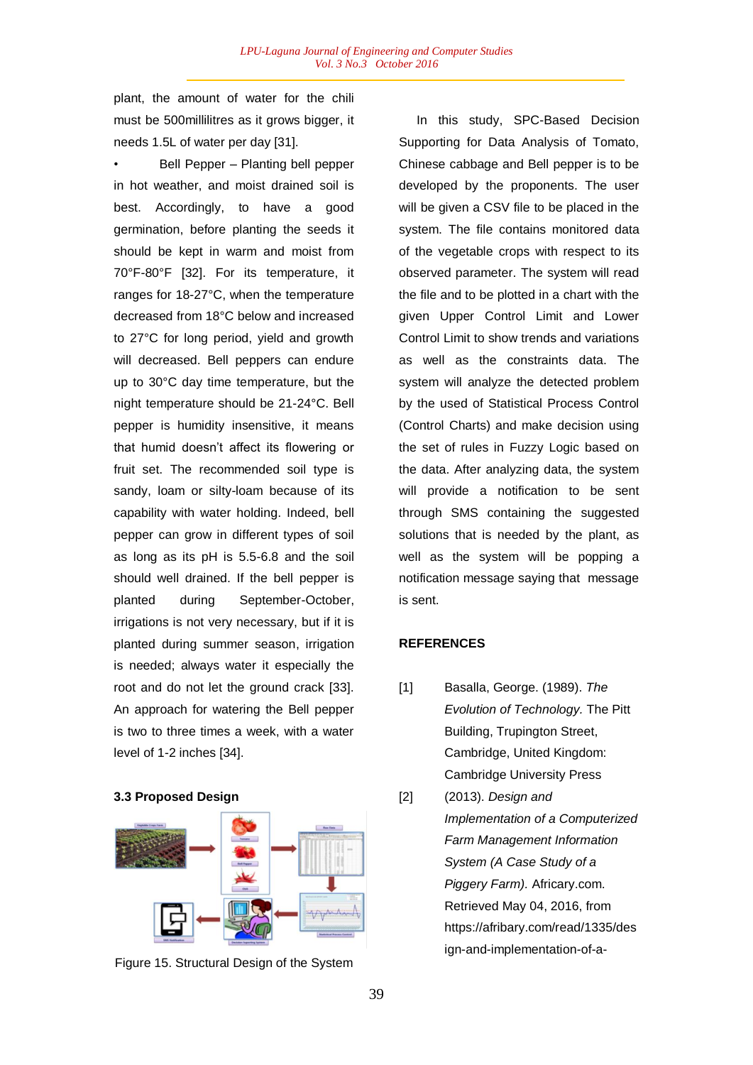plant, the amount of water for the chili must be 500millilitres as it grows bigger, it needs 1.5L of water per day [31].

- Bell Pepper – Planting bell pepper in hot weather, and moist drained soil is best. Accordingly, to have a good germination, before planting the seeds it should be kept in warm and moist from 70°F-80°F [32]. For its temperature, it ranges for 18-27°C, when the temperature decreased from 18°C below and increased to 27°C for long period, yield and growth will decreased. Bell peppers can endure up to 30°C day time temperature, but the night temperature should be 21-24°C. Bell pepper is humidity insensitive, it means that humid doesn't affect its flowering or fruit set. The recommended soil type is sandy, loam or silty-loam because of its capability with water holding. Indeed, bell pepper can grow in different types of soil as long as its pH is 5.5-6.8 and the soil should well drained. If the bell pepper is planted during September-October, irrigations is not very necessary, but if it is planted during summer season, irrigation is needed; always water it especially the root and do not let the ground crack [33]. An approach for watering the Bell pepper is two to three times a week, with a water level of 1-2 inches [34].

### 3.3 Proposed Design

Figure 15. Structural Design of the System

In this study, SPC-Based Decision Supporting for Data Analysis of Tomato, Chinese cabbage and Bell pepper is to be developed by the proponents. The user will be given a CSV file to be placed in the system. The file contains monitored data of the vegetable crops with respect to its observed parameter. The system will read the file and to be plotted in a chart with the given Upper Control Limit and Lower Control Limit to show trends and variations as well as the constraints data. The system will analyze the detected problem by the used of Statistical Process Control (Control Charts) and make decision using the set of rules in Fuzzy Logic based on the data. After analyzing data, the system will provide a notification to be sent through SMS containing the suggested solutions that is needed by the plant, as well as the system will be popping a notification message saying that message is sent.

### REFERENCES

[1] Basalla, George. (1989). *The Evolution of Technology.* The Pitt Building, Trupington Street, Cambridge, United Kingdom: Cambridge University Press

[2] (2013). *Design and Implementation of a Computerized Farm Management Information System (A Case Study of a Piggery Farm).* Africary.com. Retrieved May 04, 2016, from https://afribary.com/read/1335/design-and-implementation-of-a-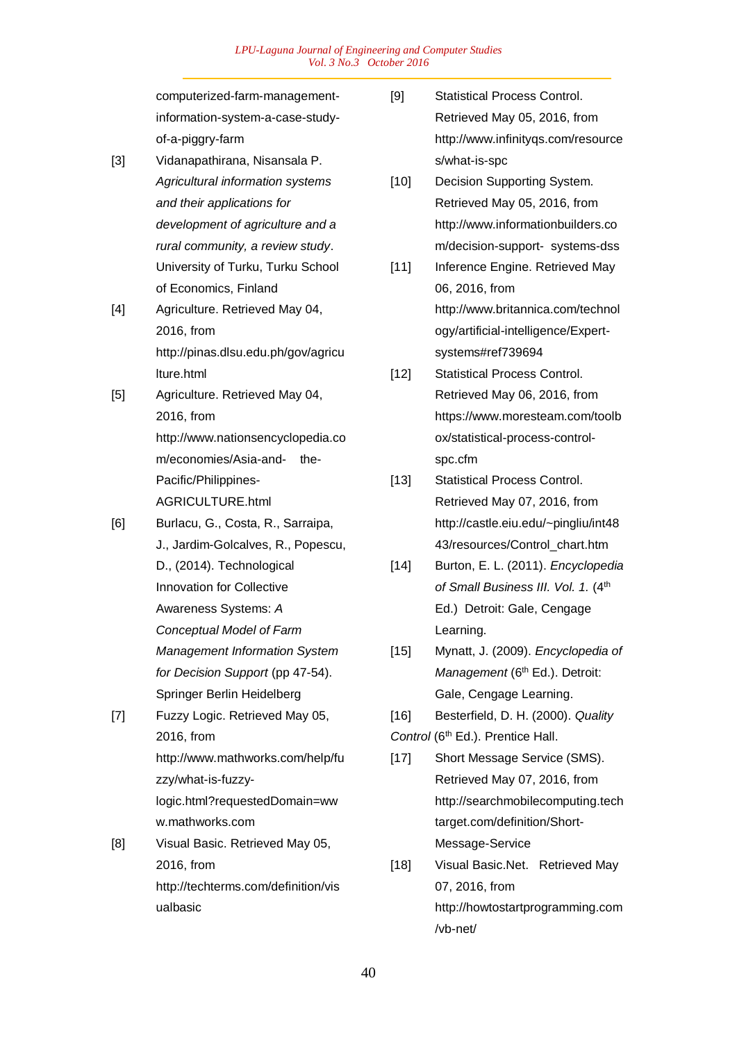computerized-farm-management-information-system-a-case-study-of-a-piggry-farm

[3] Vidanapathirana, Nisansala P. *Agricultural information systems and their applications for development of agriculture and a rural community, a review study*. University of Turku, Turku School of Economics, Finland

[4] Agriculture. Retrieved May 04, 2016, from http://pinas.dlsu.edu.ph/gov/agriculture.html

[5] Agriculture. Retrieved May 04, 2016, from http://www.nationsencyclopedia.com/economies/Asia-and- the-Pacific/Philippines-AGRICULTURE.html

[6] Burlacu, G., Costa, R., Sarraipa, J., Jardim-Golcalves, R., Popescu, D., (2014). Technological Innovation for Collective Awareness Systems: *A Conceptual Model of Farm Management Information System for Decision Support* (pp 47-54). Springer Berlin Heidelberg

[7] Fuzzy Logic. Retrieved May 05, 2016, from http://www.mathworks.com/help/fuzzy/what-is-fuzzy-logic.html?requestedDomain=www.mathworks.com

[8] Visual Basic. Retrieved May 05, 2016, from http://techterms.com/definition/visualbasic

[9] Statistical Process Control. Retrieved May 05, 2016, from http://www.infinityqs.com/resources/what-is-spc

[10] Decision Supporting System. Retrieved May 05, 2016, from http://www.informationbuilders.com/decision-support- systems-dss

[11] Inference Engine. Retrieved May 06, 2016, from http://www.britannica.com/technology/artificial-intelligence/Expert-systems#ref739694

[12] Statistical Process Control. Retrieved May 06, 2016, from https://www.moresteam.com/toolbox/statistical-process-control-spc.cfm

[13] Statistical Process Control. Retrieved May 07, 2016, from http://castle.eiu.edu/~pingliu/int4843/resources/Control_chart.htm

[14] Burton, E. L. (2011). *Encyclopedia of Small Business III. Vol. 1.* (4th Ed.) Detroit: Gale, Cengage Learning.

[15] Mynatt, J. (2009). *Encyclopedia of Management* (6th Ed.). Detroit: Gale, Cengage Learning.

[16] Besterfield, D. H. (2000). *Quality Control* (6th Ed.). Prentice Hall.

[17] Short Message Service (SMS). Retrieved May 07, 2016, from http://searchmobilecomputing.techtarget.com/definition/Short-Message-Service

[18] Visual Basic.Net. Retrieved May 07, 2016, from http://howtostartprogramming.com/vb-net/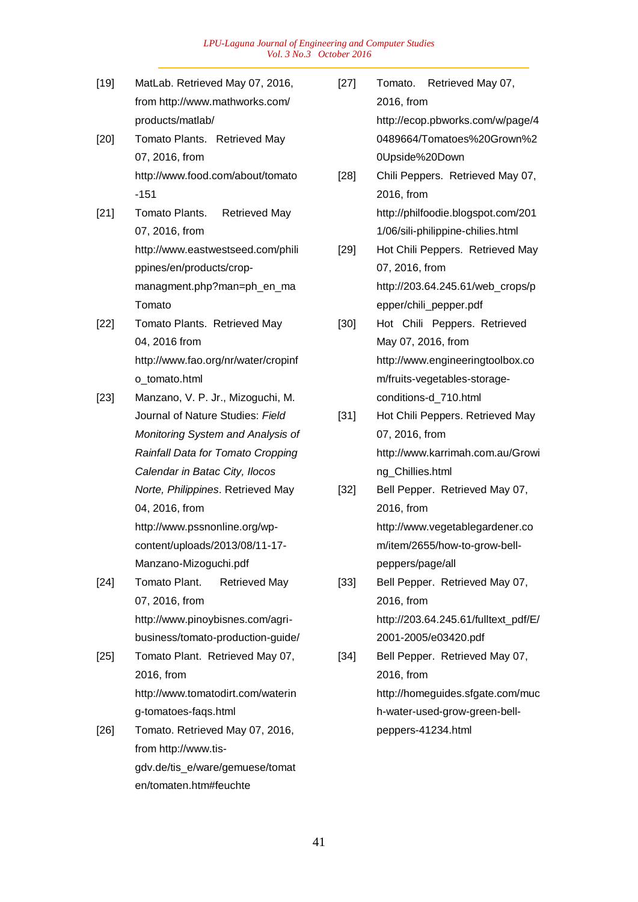[19] MatLab. Retrieved May 07, 2016, from http://www.mathworks.com/products/matlab/

[20] Tomato Plants. Retrieved May 07, 2016, from http://www.food.com/about/tomato-151

[21] Tomato Plants. Retrieved May 07, 2016, from http://www.eastwestseed.com/philippines/en/products/crop-managment.php?man=ph_en_ma Tomato

[22] Tomato Plants. Retrieved May 04, 2016 from http://www.fao.org/nr/water/cropinfo_tomato.html

[23] Manzano, V. P. Jr., Mizoguchi, M. Journal of Nature Studies: *Field Monitoring System and Analysis of Rainfall Data for Tomato Cropping Calendar in Batac City, Ilocos Norte, Philippines*. Retrieved May 04, 2016, from http://www.pssnonline.org/wp-content/uploads/2013/08/11-17-Manzano-Mizoguchi.pdf

[24] Tomato Plant. Retrieved May 07, 2016, from http://www.pinoybisnes.com/agri-business/tomato-production-guide/

[25] Tomato Plant. Retrieved May 07, 2016, from http://www.tomatodirt.com/watering-tomatoes-faqs.html

[26] Tomato. Retrieved May 07, 2016, from http://www.tis-gdv.de/tis_e/ware/gemuese/tomaten/tomaten.htm#feuchte

[27] Tomato. Retrieved May 07, 2016, from http://ecop.pbworks.com/w/page/40489664/Tomatoes%20Grown%20Upside%20Down

[28] Chili Peppers. Retrieved May 07, 2016, from http://philfoodie.blogspot.com/2011/06/sili-philippine-chilies.html

[29] Hot Chili Peppers. Retrieved May 07, 2016, from http://203.64.245.61/web_crops/pepper/chili_pepper.pdf

[30] Hot Chili Peppers. Retrieved May 07, 2016, from http://www.engineeringtoolbox.com/fruits-vegetables-storage-conditions-d_710.html

[31] Hot Chili Peppers. Retrieved May 07, 2016, from http://www.karrimah.com.au/Growing_Chillies.html

[32] Bell Pepper. Retrieved May 07, 2016, from http://www.vegetablegardener.com/item/2655/how-to-grow-bell-peppers/page/all

[33] Bell Pepper. Retrieved May 07, 2016, from http://203.64.245.61/fulltext_pdf/E/2001-2005/e03420.pdf

[34] Bell Pepper. Retrieved May 07, 2016, from http://homeguides.sfgate.com/much-water-used-grow-green-bell-peppers-41234.html